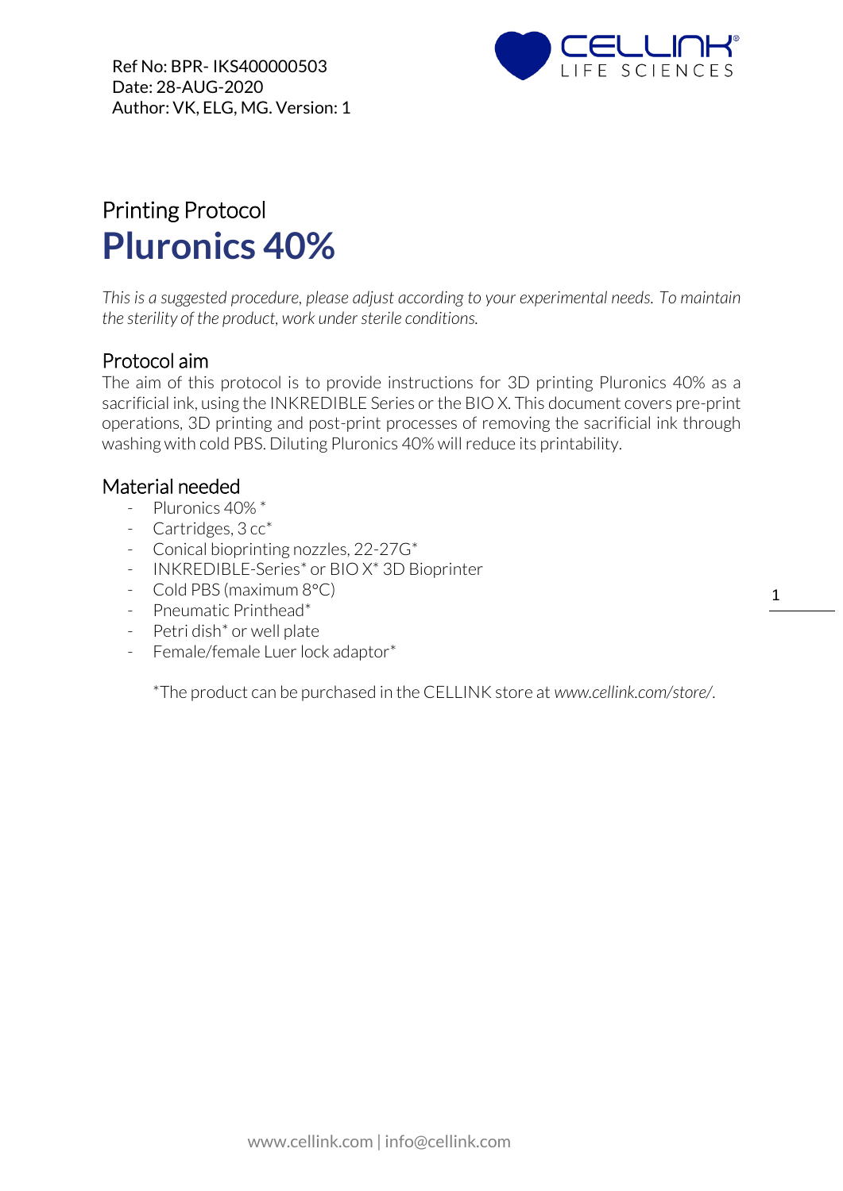Ref No: BPR- IKS400000503
Date: 28-AUG-2020
Author: VK, ELG, MG. Version: 1

# Printing Protocol
# **Pluronics 40%**

*This is a suggested procedure, please adjust according to your experimental needs. To maintain the sterility of the product, work under sterile conditions.*

## Protocol aim

The aim of this protocol is to provide instructions for 3D printing Pluronics 40% as a sacrificial ink, using the INKREDIBLE Series or the BIO X. This document covers pre-print operations, 3D printing and post-print processes of removing the sacrificial ink through washing with cold PBS. Diluting Pluronics 40% will reduce its printability.

## Material needed

- Pluronics 40% *
- Cartridges, 3 cc*
- Conical bioprinting nozzles, 22-27G*
- INKREDIBLE-Series* or BIO X* 3D Bioprinter
- Cold PBS (maximum 8°C)
- Pneumatic Printhead*
- Petri dish* or well plate
- Female/female Luer lock adaptor*

*The product can be purchased in the CELLINK store at *www.cellink.com/store/*.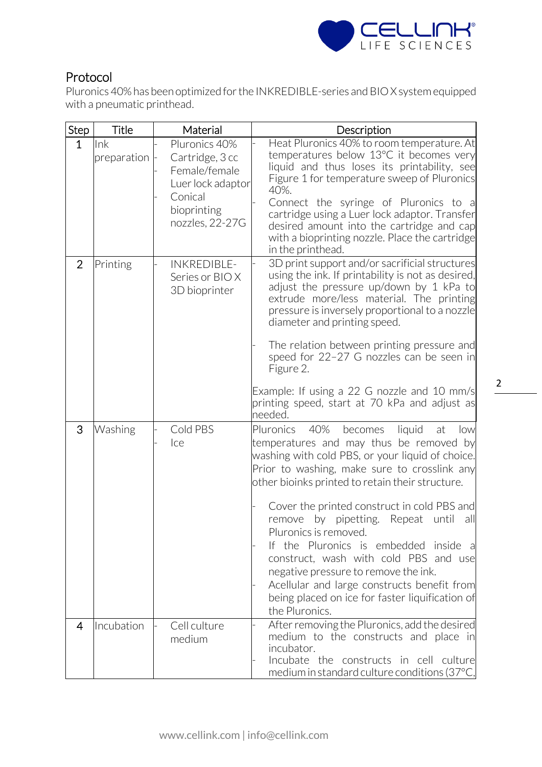## Protocol

Pluronics 40% has been optimized for the INKREDIBLE-series and BIO X system equipped with a pneumatic printhead.

| Step | Title | Material | Description |
|---|---|---|---|
| 1 | Ink preparation | - Pluronics 40%<br>- Cartridge, 3 cc<br>- Female/female Luer lock adaptor<br>- Conical bioprinting nozzles, 22-27G | - Heat Pluronics 40% to room temperature. At temperatures below 13°C it becomes very liquid and thus loses its printability, see Figure 1 for temperature sweep of Pluronics 40%.<br>- Connect the syringe of Pluronics to a cartridge using a Luer lock adaptor. Transfer desired amount into the cartridge and cap with a bioprinting nozzle. Place the cartridge in the printhead. |
| 2 | Printing | - INKREDIBLE-Series or BIO X 3D bioprinter | - 3D print support and/or sacrificial structures using the ink. If printability is not as desired, adjust the pressure up/down by 1 kPa to extrude more/less material. The printing pressure is inversely proportional to a nozzle diameter and printing speed.<br><br>- The relation between printing pressure and speed for 22–27 G nozzles can be seen in Figure 2.<br><br>Example: If using a 22 G nozzle and 10 mm/s printing speed, start at 70 kPa and adjust as needed. |
| 3 | Washing | - Cold PBS<br>- Ice | Pluronics 40% becomes liquid at low temperatures and may thus be removed by washing with cold PBS, or your liquid of choice. Prior to washing, make sure to crosslink any other bioinks printed to retain their structure.<br><br>- Cover the printed construct in cold PBS and remove by pipetting. Repeat until all Pluronics is removed.<br>- If the Pluronics is embedded inside a construct, wash with cold PBS and use negative pressure to remove the ink.<br>- Acellular and large constructs benefit from being placed on ice for faster liquification of the Pluronics. |
| 4 | Incubation | - Cell culture medium | - After removing the Pluronics, add the desired medium to the constructs and place in incubator.<br>- Incubate the constructs in cell culture medium in standard culture conditions (37°C, |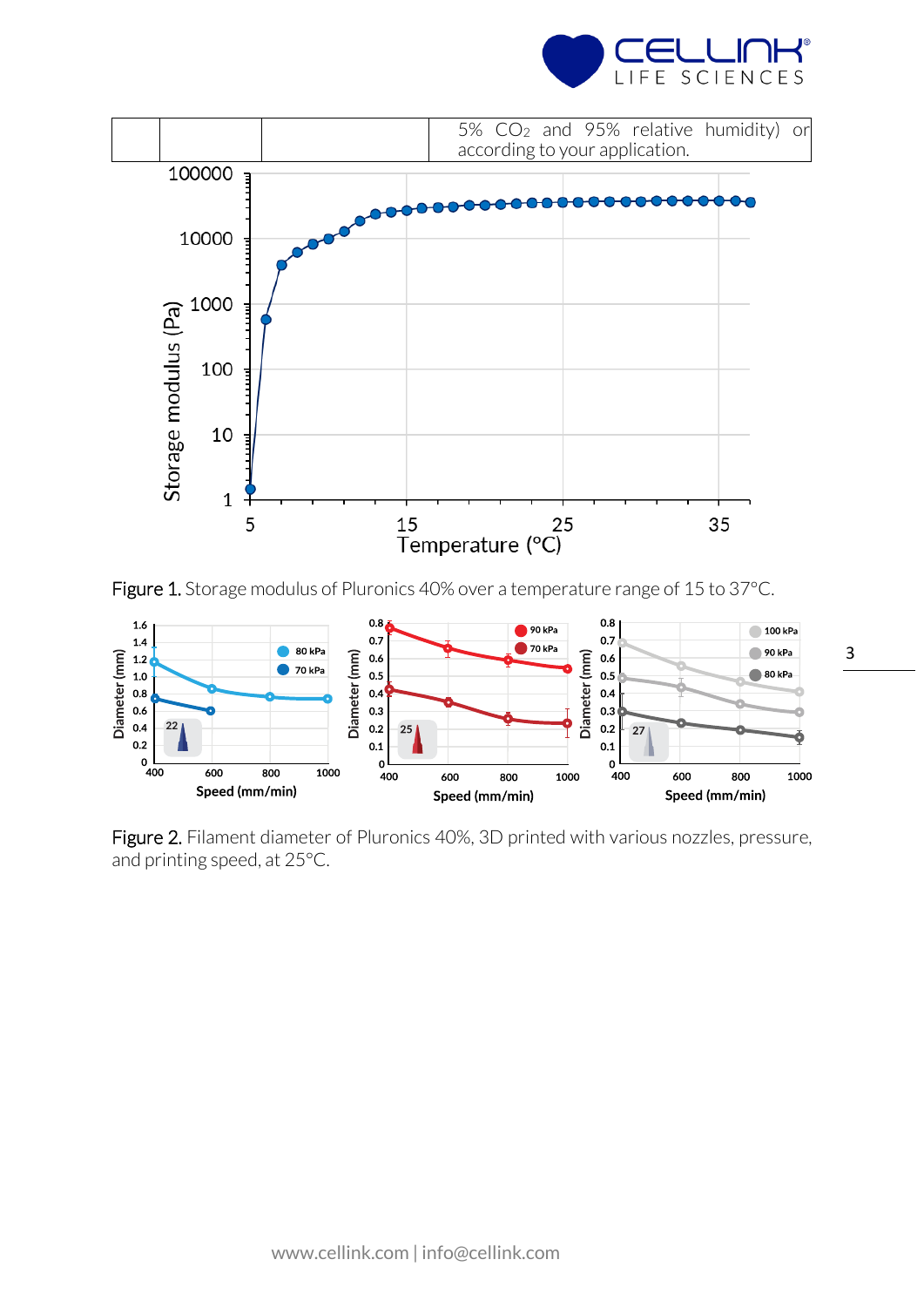| | | | |
|---|---|---|---|
| | | | 5% $CO_2$ and 95% relative humidity) or according to your application. |

100000
10000
1000
100
10
1
Storage modulus (Pa)
5
15
25
35
Temperature (°C)

Figure 1. Storage modulus of Pluronics 40% over a temperature range of 15 to 37°C.

Diameter (mm)
1.6
1.4
1.2
1.0
0.8
0.6
0.4
0.2
0
400
600
800
1000
Speed (mm/min)
80 kPa
70 kPa
22

Diameter (mm)
0.8
0.7
0.6
0.5
0.4
0.3
0.2
0.1
0
400
600
800
1000
Speed (mm/min)
90 kPa
70 kPa
25

Diameter (mm)
0.8
0.7
0.6
0.5
0.4
0.3
0.2
0.1
0
400
600
800
1000
Speed (mm/min)
100 kPa
90 kPa
80 kPa
27

Figure 2. Filament diameter of Pluronics 40%, 3D printed with various nozzles, pressure, and printing speed, at 25°C.

www.cellink.com | info@cellink.com